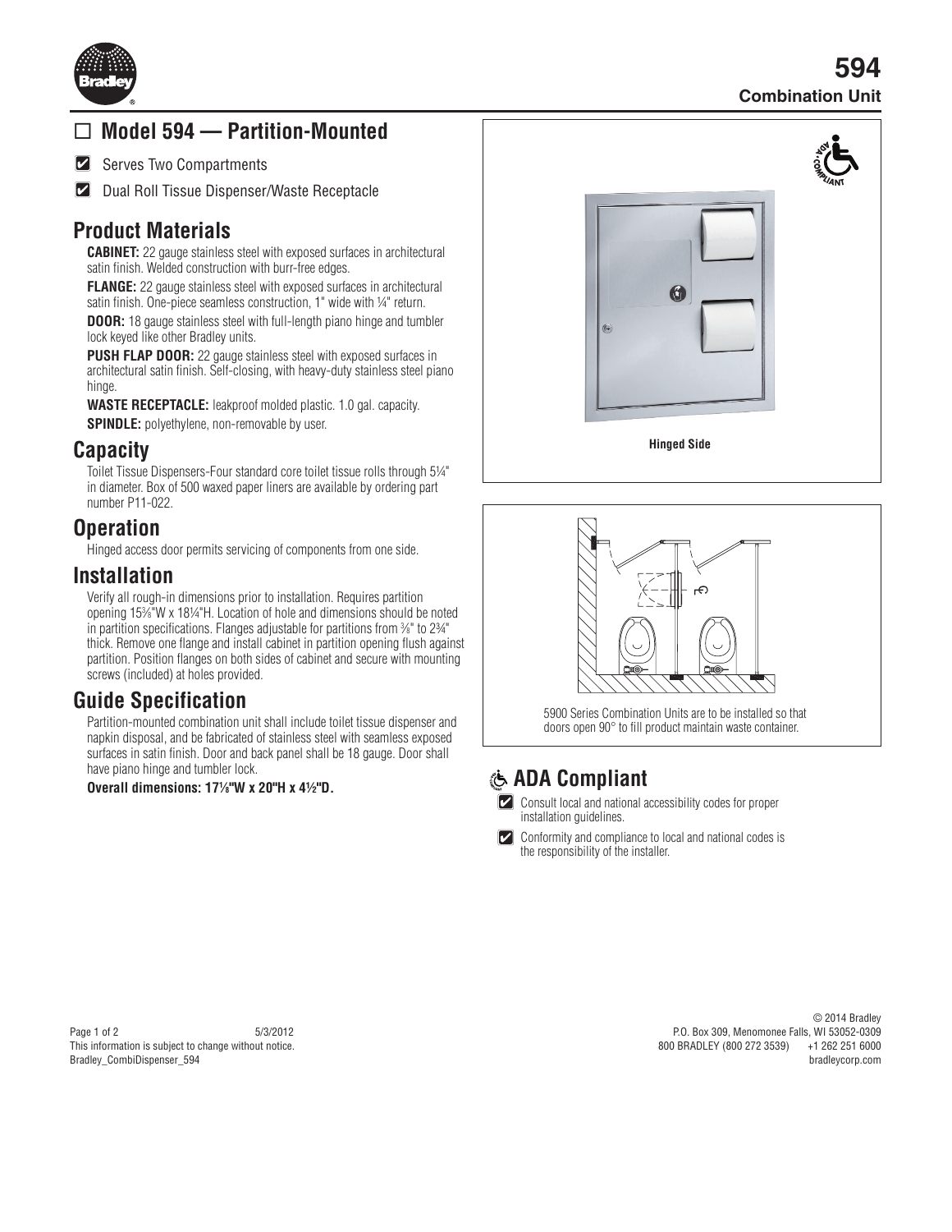# 594

**Combination Unit**

## ☐ Model 594 — Partition-Mounted

- ☑ Serves Two Compartments
- ☑ Dual Roll Tissue Dispenser/Waste Receptacle

## Product Materials

**CABINET:** 22 gauge stainless steel with exposed surfaces in architectural satin finish. Welded construction with burr-free edges.

**FLANGE:** 22 gauge stainless steel with exposed surfaces in architectural satin finish. One-piece seamless construction, 1" wide with ¼" return.

**DOOR:** 18 gauge stainless steel with full-length piano hinge and tumbler lock keyed like other Bradley units.

**PUSH FLAP DOOR:** 22 gauge stainless steel with exposed surfaces in architectural satin finish. Self-closing, with heavy-duty stainless steel piano hinge.

**WASTE RECEPTACLE:** leakproof molded plastic. 1.0 gal. capacity.

**SPINDLE:** polyethylene, non-removable by user.

## Capacity

Toilet Tissue Dispensers-Four standard core toilet tissue rolls through 5¼" in diameter. Box of 500 waxed paper liners are available by ordering part number P11-022.

## Operation

Hinged access door permits servicing of components from one side.

## Installation

Verify all rough-in dimensions prior to installation. Requires partition opening 15⅝"W x 18¼"H. Location of hole and dimensions should be noted in partition specifications. Flanges adjustable for partitions from ⅜" to 2¾" thick. Remove one flange and install cabinet in partition opening flush against partition. Position flanges on both sides of cabinet and secure with mounting screws (included) at holes provided.

## Guide Specification

Partition-mounted combination unit shall include toilet tissue dispenser and napkin disposal, and be fabricated of stainless steel with seamless exposed surfaces in satin finish. Door and back panel shall be 18 gauge. Door shall have piano hinge and tumbler lock.

**Overall dimensions: 17⅛"W x 20"H x 4½"D.**

Hinged Side

5900 Series Combination Units are to be installed so that doors open 90° to fill product maintain waste container.

## ADA Compliant

- ☑ Consult local and national accessibility codes for proper installation guidelines.
- ☑ Conformity and compliance to local and national codes is the responsibility of the installer.

5/3/2012
This information is subject to change without notice.
Bradley_CombiDispenser_594

© 2014 Bradley
P.O. Box 309, Menomonee Falls, WI 53052-0309
800 BRADLEY (800 272 3539) +1 262 251 6000
bradleycorp.com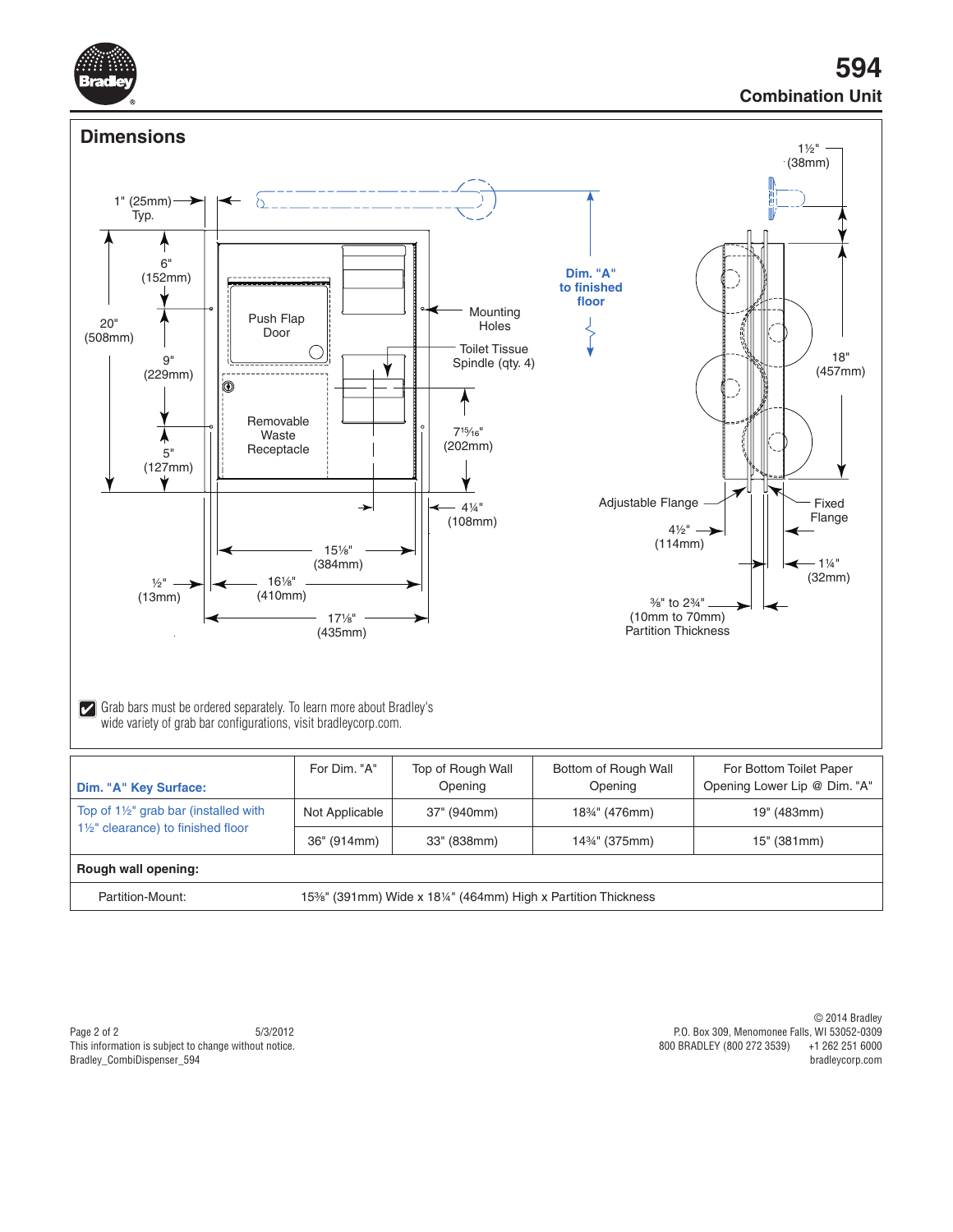# 594

## Combination Unit

## Dimensions

1" (25mm) Typ.

6" (152mm)

20" (508mm)

9" (229mm)

5" (127mm)

Push Flap Door

Removable Waste Receptacle

Mounting Holes

Toilet Tissue Spindle (qty. 4)

7¹⁵⁄₁₆" (202mm)

4¼" (108mm)

15⅛" (384mm)

½" (13mm)

16⅛" (410mm)

17⅛" (435mm)

Dim. "A" to finished floor

1½" (38mm)

18" (457mm)

Adjustable Flange

Fixed Flange

4½" (114mm)

1¼" (32mm)

⅜" to 2¾" (10mm to 70mm) Partition Thickness

☑ Grab bars must be ordered separately. To learn more about Bradley's wide variety of grab bar configurations, visit bradleycorp.com.

| Dim. "A" Key Surface: | For Dim. "A" | Top of Rough Wall Opening | Bottom of Rough Wall Opening | For Bottom Toilet Paper Opening Lower Lip @ Dim. "A" |
|---|---|---|---|---|
| Top of 1½" grab bar (installed with 1½" clearance) to finished floor | Not Applicable | 37" (940mm) | 18¾" (476mm) | 19" (483mm) |
| | 36" (914mm) | 33" (838mm) | 14¾" (375mm) | 15" (381mm) |

| Rough wall opening: | |
|---|---|
| Partition-Mount: | 15⅜" (391mm) Wide x 18¼" (464mm) High x Partition Thickness |

5/3/2012
This information is subject to change without notice.
Bradley_CombiDispenser_594

© 2014 Bradley
P.O. Box 309, Menomonee Falls, WI 53052-0309
800 BRADLEY (800 272 3539) +1 262 251 6000
bradleycorp.com